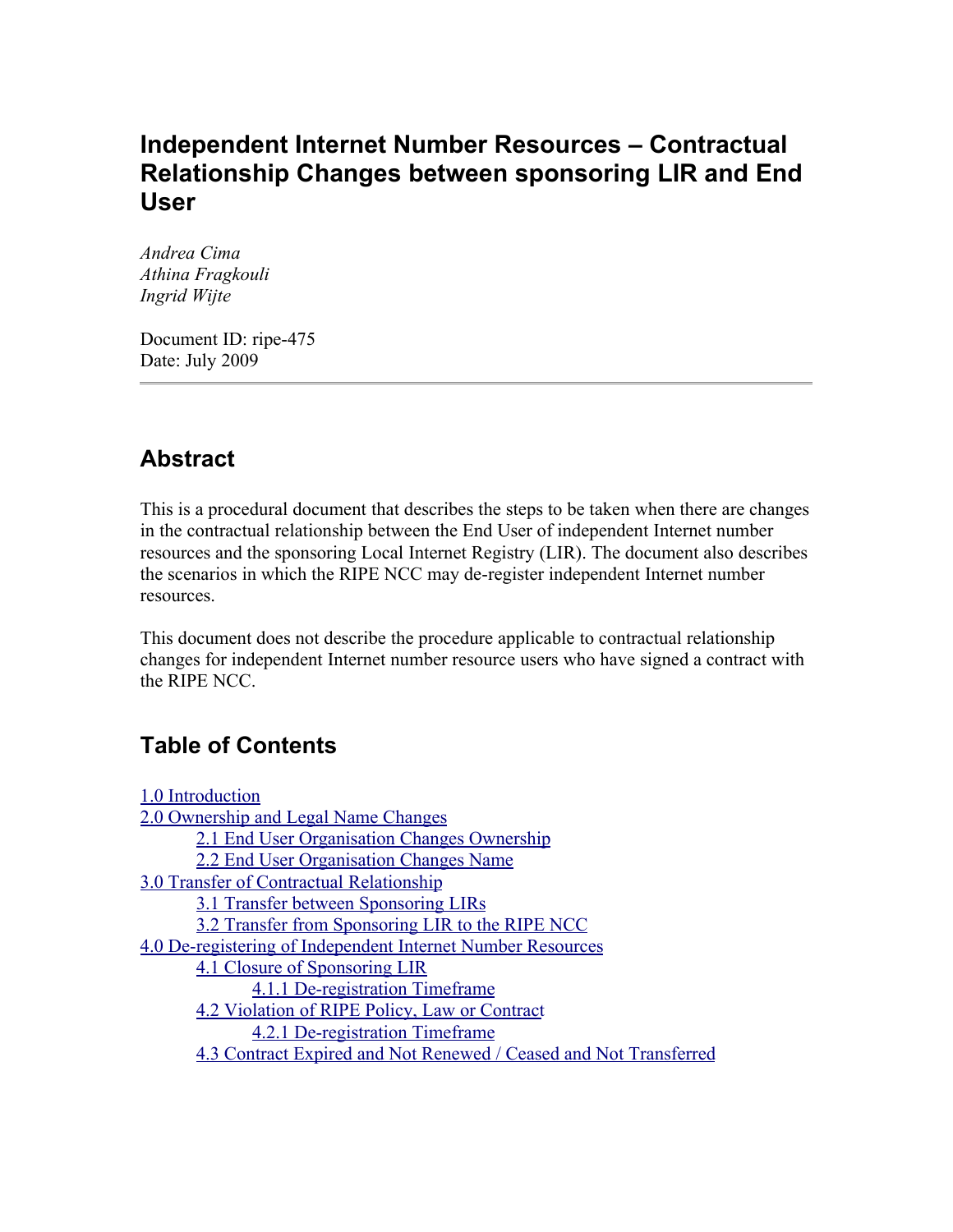# Independent Internet Number Resources – Contractual Relationship Changes between sponsoring LIR and End User

*Andrea Cima*
*Athina Fragkouli*
*Ingrid Wijte*

Document ID: ripe-475
Date: July 2009

---

## Abstract

This is a procedural document that describes the steps to be taken when there are changes in the contractual relationship between the End User of independent Internet number resources and the sponsoring Local Internet Registry (LIR). The document also describes the scenarios in which the RIPE NCC may de-register independent Internet number resources.

This document does not describe the procedure applicable to contractual relationship changes for independent Internet number resource users who have signed a contract with the RIPE NCC.

## Table of Contents

- 1.0 Introduction
- 2.0 Ownership and Legal Name Changes
  - 2.1 End User Organisation Changes Ownership
  - 2.2 End User Organisation Changes Name
- 3.0 Transfer of Contractual Relationship
  - 3.1 Transfer between Sponsoring LIRs
  - 3.2 Transfer from Sponsoring LIR to the RIPE NCC
- 4.0 De-registering of Independent Number Resources
  - 4.1 Closure of Sponsoring LIR
    - 4.1.1 De-registration Timeframe
  - 4.2 Violation of RIPE Policy, Law or Contract
    - 4.2.1 De-registration Timeframe
  - 4.3 Contract Expired and Not Renewed / Ceased and Not Transferred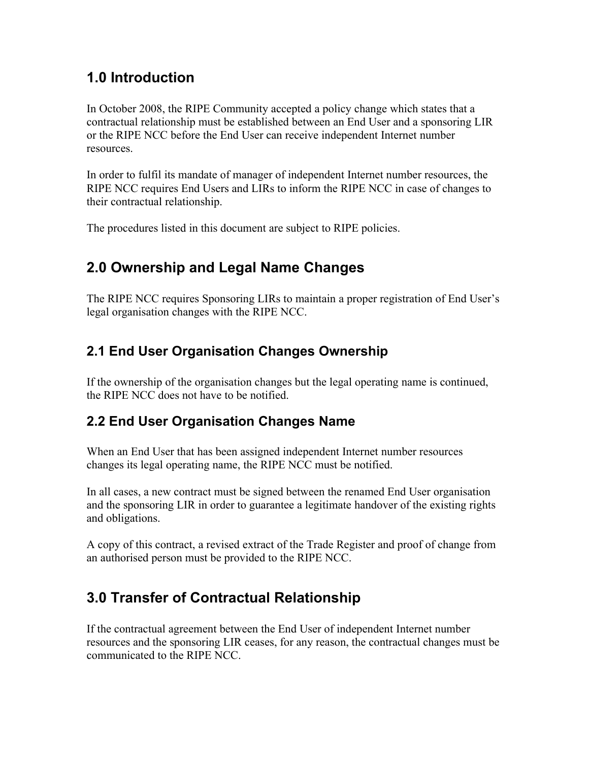## 1.0 Introduction

In October 2008, the RIPE Community accepted a policy change which states that a contractual relationship must be established between an End User and a sponsoring LIR or the RIPE NCC before the End User can receive independent Internet number resources.

In order to fulfil its mandate of manager of independent Internet number resources, the RIPE NCC requires End Users and LIRs to inform the RIPE NCC in case of changes to their contractual relationship.

The procedures listed in this document are subject to RIPE policies.

## 2.0 Ownership and Legal Name Changes

The RIPE NCC requires Sponsoring LIRs to maintain a proper registration of End User's legal organisation changes with the RIPE NCC.

### 2.1 End User Organisation Changes Ownership

If the ownership of the organisation changes but the legal operating name is continued, the RIPE NCC does not have to be notified.

### 2.2 End User Organisation Changes Name

When an End User that has been assigned independent Internet number resources changes its legal operating name, the RIPE NCC must be notified.

In all cases, a new contract must be signed between the renamed End User organisation and the sponsoring LIR in order to guarantee a legitimate handover of the existing rights and obligations.

A copy of this contract, a revised extract of the Trade Register and proof of change from an authorised person must be provided to the RIPE NCC.

## 3.0 Transfer of Contractual Relationship

If the contractual agreement between the End User of independent Internet number resources and the sponsoring LIR ceases, for any reason, the contractual changes must be communicated to the RIPE NCC.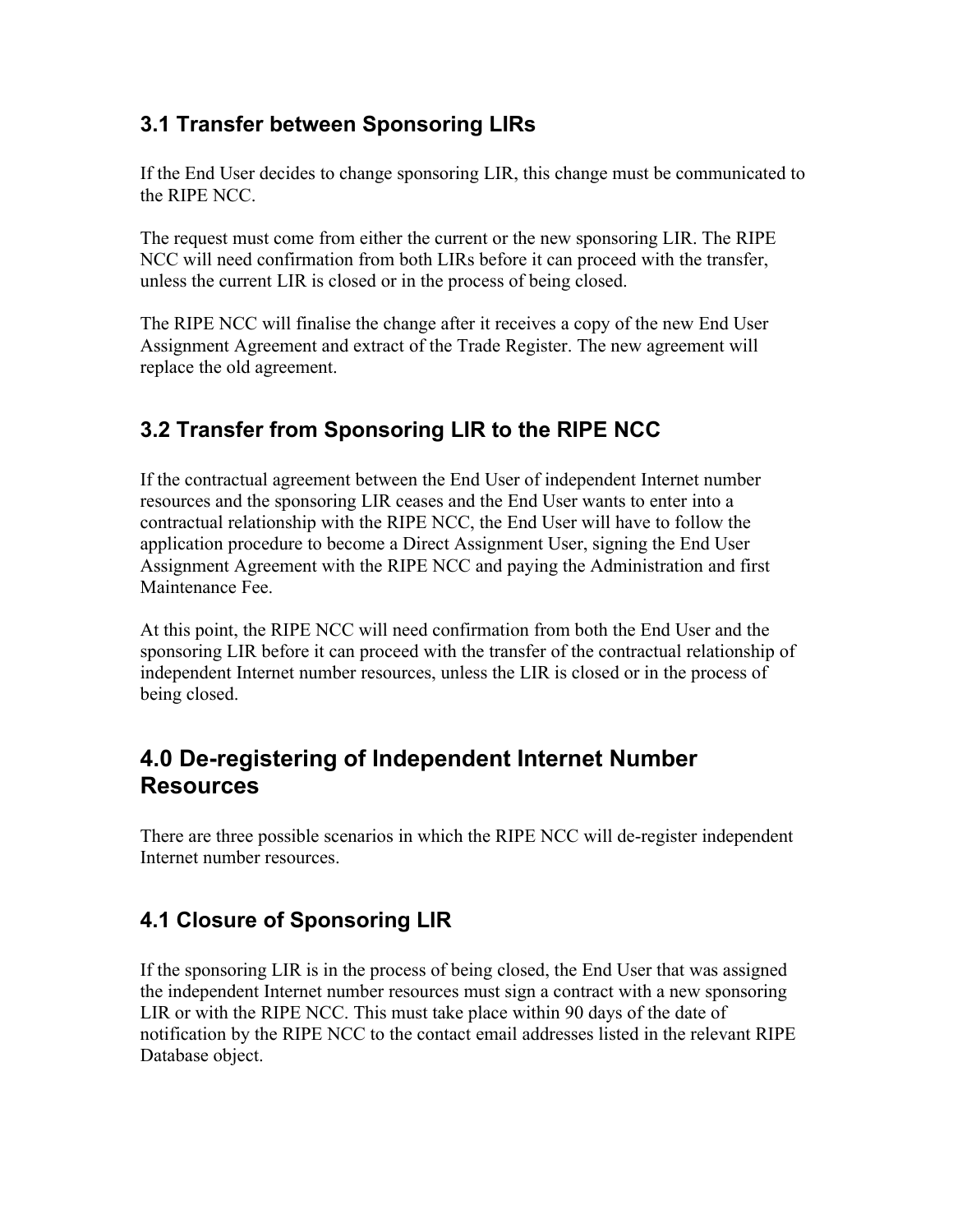### 3.1 Transfer between Sponsoring LIRs

If the End User decides to change sponsoring LIR, this change must be communicated to the RIPE NCC.

The request must come from either the current or the new sponsoring LIR. The RIPE NCC will need confirmation from both LIRs before it can proceed with the transfer, unless the current LIR is closed or in the process of being closed.

The RIPE NCC will finalise the change after it receives a copy of the new End User Assignment Agreement and extract of the Trade Register. The new agreement will replace the old agreement.

### 3.2 Transfer from Sponsoring LIR to the RIPE NCC

If the contractual agreement between the End User of independent Internet number resources and the sponsoring LIR ceases and the End User wants to enter into a contractual relationship with the RIPE NCC, the End User will have to follow the application procedure to become a Direct Assignment User, signing the End User Assignment Agreement with the RIPE NCC and paying the Administration and first Maintenance Fee.

At this point, the RIPE NCC will need confirmation from both the End User and the sponsoring LIR before it can proceed with the transfer of the contractual relationship of independent Internet number resources, unless the LIR is closed or in the process of being closed.

## 4.0 De-registering of Independent Internet Number Resources

There are three possible scenarios in which the RIPE NCC will de-register independent Internet number resources.

### 4.1 Closure of Sponsoring LIR

If the sponsoring LIR is in the process of being closed, the End User that was assigned the independent Internet number resources must sign a contract with a new sponsoring LIR or with the RIPE NCC. This must take place within 90 days of the date of notification by the RIPE NCC to the contact email addresses listed in the relevant RIPE Database object.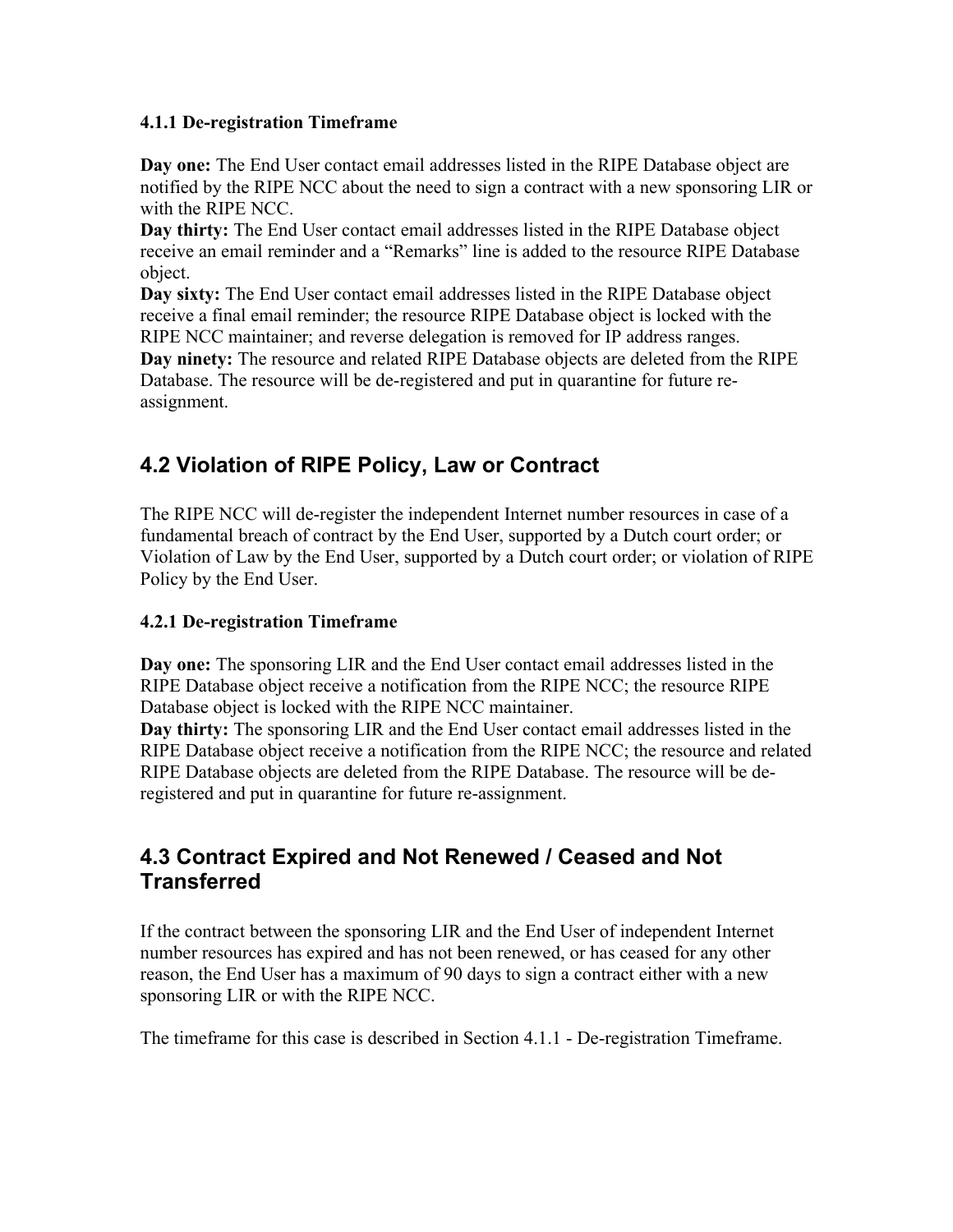### 4.1.1 De-registration Timeframe

**Day one:** The End User contact email addresses listed in the RIPE Database object are notified by the RIPE NCC about the need to sign a contract with a new sponsoring LIR or with the RIPE NCC.
**Day thirty:** The End User contact email addresses listed in the RIPE Database object receive an email reminder and a "Remarks" line is added to the resource RIPE Database object.
**Day sixty:** The End User contact email addresses listed in the RIPE Database object receive a final email reminder; the resource RIPE Database object is locked with the RIPE NCC maintainer; and reverse delegation is removed for IP address ranges.
**Day ninety:** The resource and related RIPE Database objects are deleted from the RIPE Database. The resource will be de-registered and put in quarantine for future re-assignment.

## 4.2 Violation of RIPE Policy, Law or Contract

The RIPE NCC will de-register the independent Internet number resources in case of a fundamental breach of contract by the End User, supported by a Dutch court order; or Violation of Law by the End User, supported by a Dutch court order; or violation of RIPE Policy by the End User.

### 4.2.1 De-registration Timeframe

**Day one:** The sponsoring LIR and the End User contact email addresses listed in the RIPE Database object receive a notification from the RIPE NCC; the resource RIPE Database object is locked with the RIPE NCC maintainer.
**Day thirty:** The sponsoring LIR and the End User contact email addresses listed in the RIPE Database object receive a notification from the RIPE NCC; the resource and related RIPE Database objects are deleted from the RIPE Database. The resource will be de-registered and put in quarantine for future re-assignment.

## 4.3 Contract Expired and Not Renewed / Ceased and Not Transferred

If the contract between the sponsoring LIR and the End User of independent Internet number resources has expired and has not been renewed, or has ceased for any other reason, the End User has a maximum of 90 days to sign a contract either with a new sponsoring LIR or with the RIPE NCC.

The timeframe for this case is described in Section 4.1.1 - De-registration Timeframe.